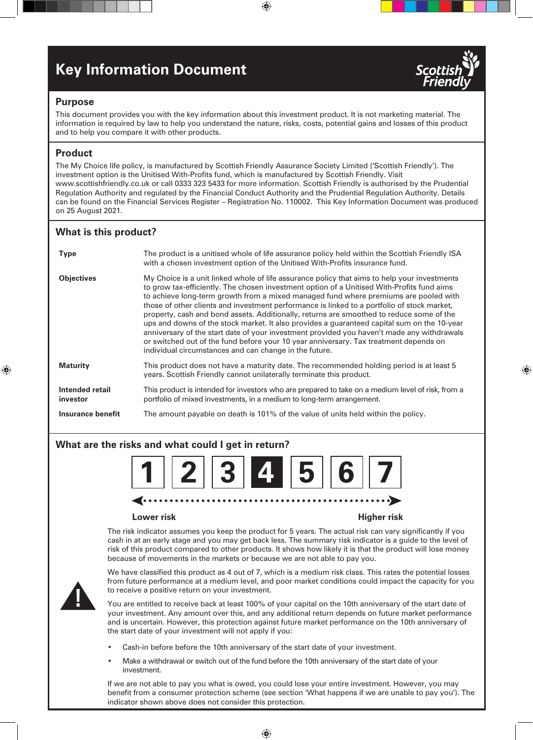# Key Information Document

Scottish Friendly

## Purpose

This document provides you with the key information about this investment product. It is not marketing material. The information is required by law to help you understand the nature, risks, costs, potential gains and losses of this product and to help you compare it with other products.

## Product

The My Choice life policy, is manufactured by Scottish Friendly Assurance Society Limited ('Scottish Friendly'). The investment option is the Unitised With-Profits fund, which is manufactured by Scottish Friendly. Visit www.scottishfriendly.co.uk or call 0333 323 5433 for more information. Scottish Friendly is authorised by the Prudential Regulation Authority and regulated by the Financial Conduct Authority and the Prudential Regulation Authority. Details can be found on the Financial Services Register – Registration No. 110002. This Key Information Document was produced on 25 August 2021.

## What is this product?

| | |
|---|---|
| **Type** | The product is a unitised whole of life assurance policy held within the Scottish Friendly ISA with a chosen investment option of the Unitised With-Profits insurance fund. |
| **Objectives** | My Choice is a unit linked whole of life assurance policy that aims to help your investments to grow tax-efficiently. The chosen investment option of a Unitised With-Profits fund aims to achieve long-term growth from a mixed managed fund where premiums are pooled with those of other clients and investment performance is linked to a portfolio of stock market, property, cash and bond assets. Additionally, returns are smoothed to reduce some of the ups and downs of the stock market. It also provides a guaranteed capital sum on the 10-year anniversary of the start date of your investment provided you haven't made any withdrawals or switched out of the fund before your 10 year anniversary. Tax treatment depends on individual circumstances and can change in the future. |
| **Maturity** | This product does not have a maturity date. The recommended holding period is at least 5 years. Scottish Friendly cannot unilaterally terminate this product. |
| **Intended retail investor** | This product is intended for investors who are prepared to take on a medium level of risk, from a portfolio of mixed investments, in a medium to long-term arrangement. |
| **Insurance benefit** | The amount payable on death is 101% of the value of units held within the policy. |

## What are the risks and what could I get in return?

1 | 2 | 3 | **4** | 5 | 6 | 7

**Lower risk** ← → **Higher risk**

The risk indicator assumes you keep the product for 5 years. The actual risk can vary significantly if you cash in at an early stage and you may get back less. The summary risk indicator is a guide to the level of risk of this product compared to other products. It shows how likely it is that the product will lose money because of movements in the markets or because we are not able to pay you.

We have classified this product as 4 out of 7, which is a medium risk class. This rates the potential losses from future performance at a medium level, and poor market conditions could impact the capacity for you to receive a positive return on your investment.

You are entitled to receive back at least 100% of your capital on the 10th anniversary of the start date of your investment. Any amount over this, and any additional return depends on future market performance and is uncertain. However, this protection against future market performance on the 10th anniversary of the start date of your investment will not apply if you:

- Cash-in before before the 10th anniversary of the start date of your investment.
- Make a withdrawal or switch out of the fund before the 10th anniversary of the start date of your investment.

If we are not able to pay you what is owed, you could lose your entire investment. However, you may benefit from a consumer protection scheme (see section 'What happens if we are unable to pay you'). The indicator shown above does not consider this protection.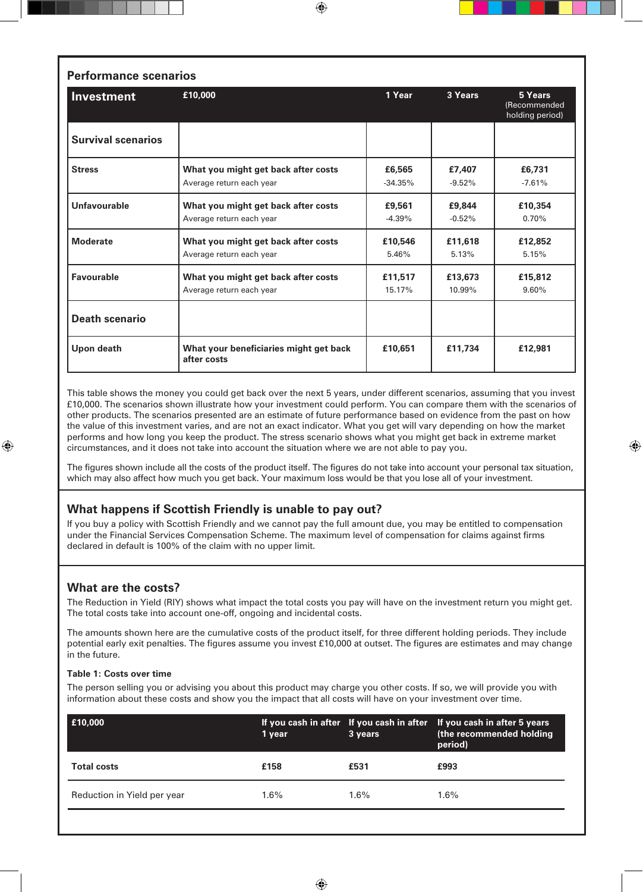## Performance scenarios

| Investment | £10,000 | 1 Year | 3 Years | 5 Years (Recommended holding period) |
|---|---|---|---|---|
| **Survival scenarios** | | | | |
| **Stress** | **What you might get back after costs** | **£6,565** | **£7,407** | **£6,731** |
| | Average return each year | -34.35% | -9.52% | -7.61% |
| **Unfavourable** | **What you might get back after costs** | **£9,561** | **£9,844** | **£10,354** |
| | Average return each year | -4.39% | -0.52% | 0.70% |
| **Moderate** | **What you might get back after costs** | **£10,546** | **£11,618** | **£12,852** |
| | Average return each year | 5.46% | 5.13% | 5.15% |
| **Favourable** | **What you might get back after costs** | **£11,517** | **£13,673** | **£15,812** |
| | Average return each year | 15.17% | 10.99% | 9.60% |
| **Death scenario** | | | | |
| **Upon death** | **What your beneficiaries might get back after costs** | **£10,651** | **£11,734** | **£12,981** |

This table shows the money you could get back over the next 5 years, under different scenarios, assuming that you invest £10,000. The scenarios shown illustrate how your investment could perform. You can compare them with the scenarios of other products. The scenarios presented are an estimate of future performance based on evidence from the past on how the value of this investment varies, and are not an exact indicator. What you get will vary depending on how the market performs and how long you keep the product. The stress scenario shows what you might get back in extreme market circumstances, and it does not take into account the situation where we are not able to pay you.

The figures shown include all the costs of the product itself. The figures do not take into account your personal tax situation, which may also affect how much you get back. Your maximum loss would be that you lose all of your investment.

## What happens if Scottish Friendly is unable to pay out?

If you buy a policy with Scottish Friendly and we cannot pay the full amount due, you may be entitled to compensation under the Financial Services Compensation Scheme. The maximum level of compensation for claims against firms declared in default is 100% of the claim with no upper limit.

## What are the costs?

The Reduction in Yield (RIY) shows what impact the total costs you pay will have on the investment return you might get. The total costs take into account one-off, ongoing and incidental costs.

The amounts shown here are the cumulative costs of the product itself, for three different holding periods. They include potential early exit penalties. The figures assume you invest £10,000 at outset. The figures are estimates and may change in the future.

**Table 1: Costs over time**

The person selling you or advising you about this product may charge you other costs. If so, we will provide you with information about these costs and show you the impact that all costs will have on your investment over time.

| £10,000 | If you cash in after 1 year | If you cash in after 3 years | If you cash in after 5 years (the recommended holding period) |
|---|---|---|---|
| **Total costs** | **£158** | **£531** | **£993** |
| Reduction in Yield per year | 1.6% | 1.6% | 1.6% |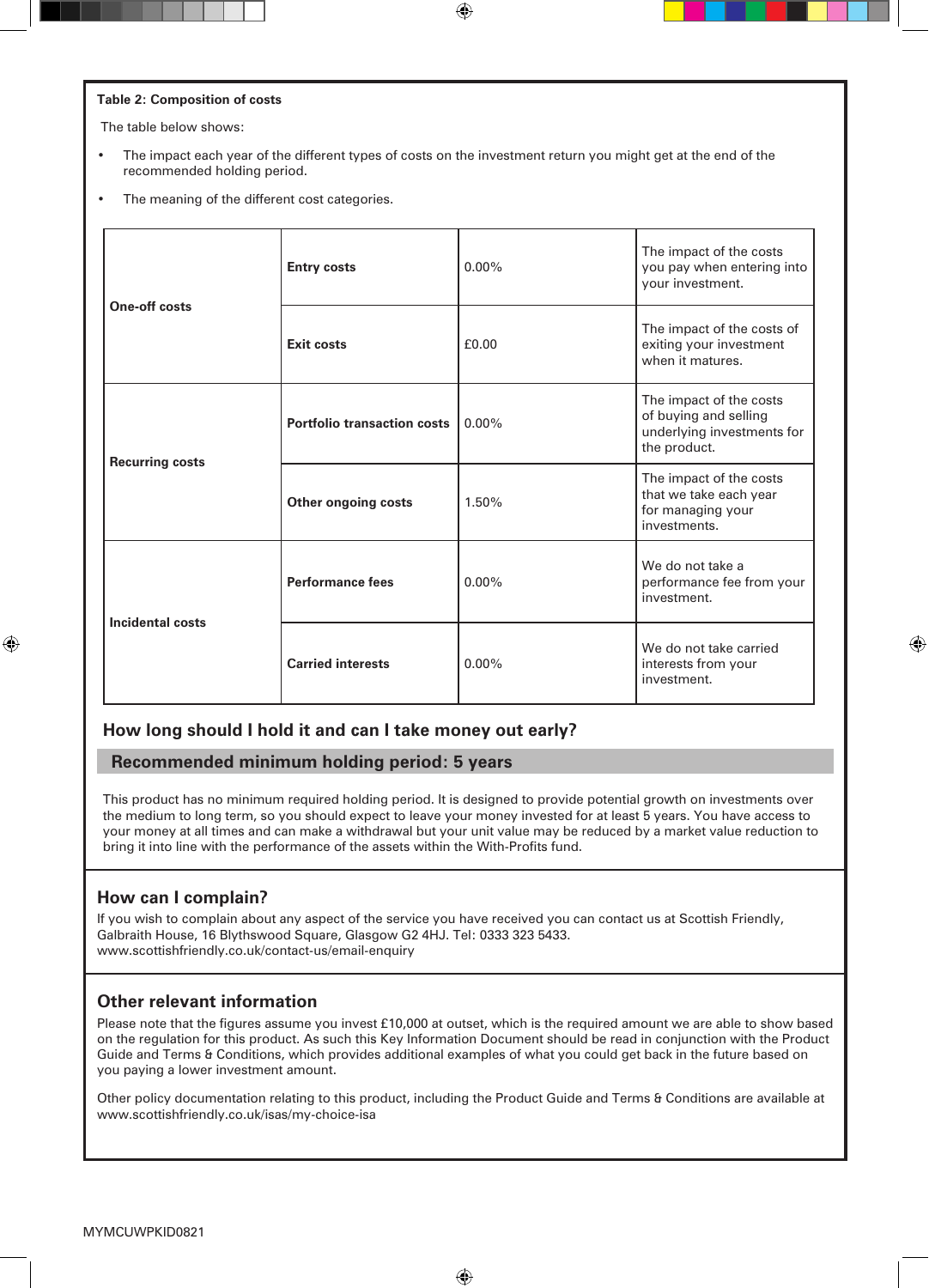**Table 2: Composition of costs**

The table below shows:

- The impact each year of the different types of costs on the investment return you might get at the end of the recommended holding period.
- The meaning of the different cost categories.

| | | | |
|---|---|---|---|
| **One-off costs** | **Entry costs** | 0.00% | The impact of the costs you pay when entering into your investment. |
| | **Exit costs** | £0.00 | The impact of the costs of exiting your investment when it matures. |
| **Recurring costs** | **Portfolio transaction costs** | 0.00% | The impact of the costs of buying and selling underlying investments for the product. |
| | **Other ongoing costs** | 1.50% | The impact of the costs that we take each year for managing your investments. |
| **Incidental costs** | **Performance fees** | 0.00% | We do not take a performance fee from your investment. |
| | **Carried interests** | 0.00% | We do not take carried interests from your investment. |

## How long should I hold it and can I take money out early?

### Recommended minimum holding period: 5 years

This product has no minimum required holding period. It is designed to provide potential growth on investments over the medium to long term, so you should expect to leave your money invested for at least 5 years. You have access to your money at all times and can make a withdrawal but your unit value may be reduced by a market value reduction to bring it into line with the performance of the assets within the With-Profits fund.

## How can I complain?

If you wish to complain about any aspect of the service you have received you can contact us at Scottish Friendly, Galbraith House, 16 Blythswood Square, Glasgow G2 4HJ. Tel: 0333 323 5433.
www.scottishfriendly.co.uk/contact-us/email-enquiry

## Other relevant information

Please note that the figures assume you invest £10,000 at outset, which is the required amount we are able to show based on the regulation for this product. As such this Key Information Document should be read in conjunction with the Product Guide and Terms & Conditions, which provides additional examples of what you could get back in the future based on you paying a lower investment amount.

Other policy documentation relating to this product, including the Product Guide and Terms & Conditions are available at www.scottishfriendly.co.uk/isas/my-choice-isa

MYMCUWPKID0821